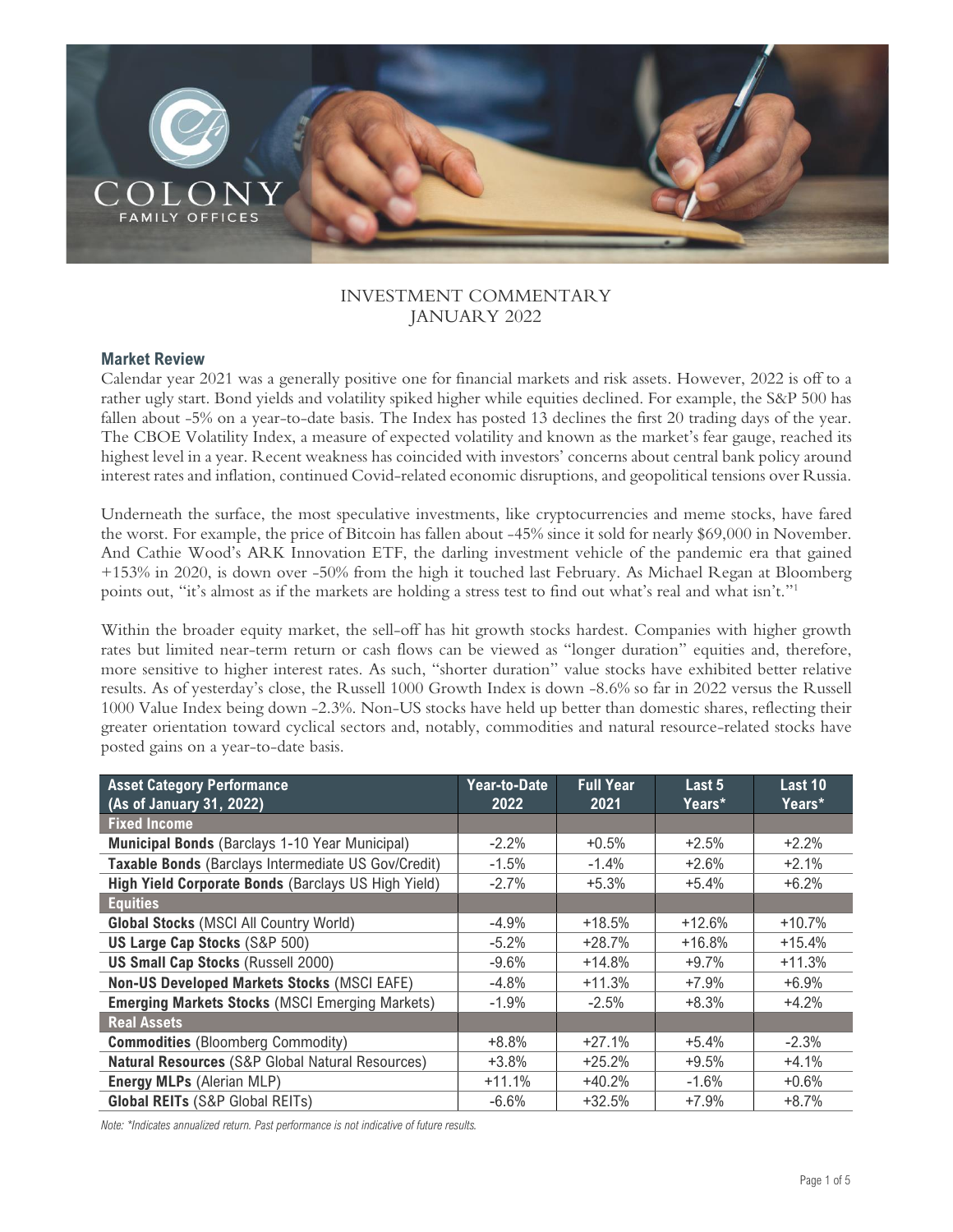# INVESTMENT COMMENTARY
# JANUARY 2022

## Market Review

Calendar year 2021 was a generally positive one for financial markets and risk assets. However, 2022 is off to a rather ugly start. Bond yields and volatility spiked higher while equities declined. For example, the S&P 500 has fallen about -5% on a year-to-date basis. The Index has posted 13 declines the first 20 trading days of the year. The CBOE Volatility Index, a measure of expected volatility and known as the market's fear gauge, reached its highest level in a year. Recent weakness has coincided with investors' concerns about central bank policy around interest rates and inflation, continued Covid-related economic disruptions, and geopolitical tensions over Russia.

Underneath the surface, the most speculative investments, like cryptocurrencies and meme stocks, have fared the worst. For example, the price of Bitcoin has fallen about -45% since it sold for nearly $69,000 in November. And Cathie Wood's ARK Innovation ETF, the darling investment vehicle of the pandemic era that gained +153% in 2020, is down over -50% from the high it touched last February. As Michael Regan at Bloomberg points out, "it's almost as if the markets are holding a stress test to find out what's real and what isn't."[1]

Within the broader equity market, the sell-off has hit growth stocks hardest. Companies with higher growth rates but limited near-term return or cash flows can be viewed as "longer duration" equities and, therefore, more sensitive to higher interest rates. As such, "shorter duration" value stocks have exhibited better relative results. As of yesterday's close, the Russell 1000 Growth Index is down -8.6% so far in 2022 versus the Russell 1000 Value Index being down -2.3%. Non-US stocks have held up better than domestic shares, reflecting their greater orientation toward cyclical sectors and, notably, commodities and natural resource-related stocks have posted gains on a year-to-date basis.

| Asset Category Performance (As of January 31, 2022) | Year-to-Date 2022 | Full Year 2021 | Last 5 Years* | Last 10 Years* |
|---|---|---|---|---|
| **Fixed Income** | | | | |
| **Municipal Bonds** (Barclays 1-10 Year Municipal) | -2.2% | +0.5% | +2.5% | +2.2% |
| **Taxable Bonds** (Barclays Intermediate US Gov/Credit) | -1.5% | -1.4% | +2.6% | +2.1% |
| **High Yield Corporate Bonds** (Barclays US High Yield) | -2.7% | +5.3% | +5.4% | +6.2% |
| **Equities** | | | | |
| **Global Stocks** (MSCI All Country World) | -4.9% | +18.5% | +12.6% | +10.7% |
| **US Large Cap Stocks** (S&P 500) | -5.2% | +28.7% | +16.8% | +15.4% |
| **US Small Cap Stocks** (Russell 2000) | -9.6% | +14.8% | +9.7% | +11.3% |
| **Non-US Developed Markets Stocks** (MSCI EAFE) | -4.8% | +11.3% | +7.9% | +6.9% |
| **Emerging Markets Stocks** (MSCI Emerging Markets) | -1.9% | -2.5% | +8.3% | +4.2% |
| **Real Assets** | | | | |
| **Commodities** (Bloomberg Commodity) | +8.8% | +27.1% | +5.4% | -2.3% |
| **Natural Resources** (S&P Global Natural Resources) | +3.8% | +25.2% | +9.5% | +4.1% |
| **Energy MLPs** (Alerian MLP) | +11.1% | +40.2% | -1.6% | +0.6% |
| **Global REITs** (S&P Global REITs) | -6.6% | +32.5% | +7.9% | +8.7% |

*Note: \*Indicates annualized return. Past performance is not indicative of future results.*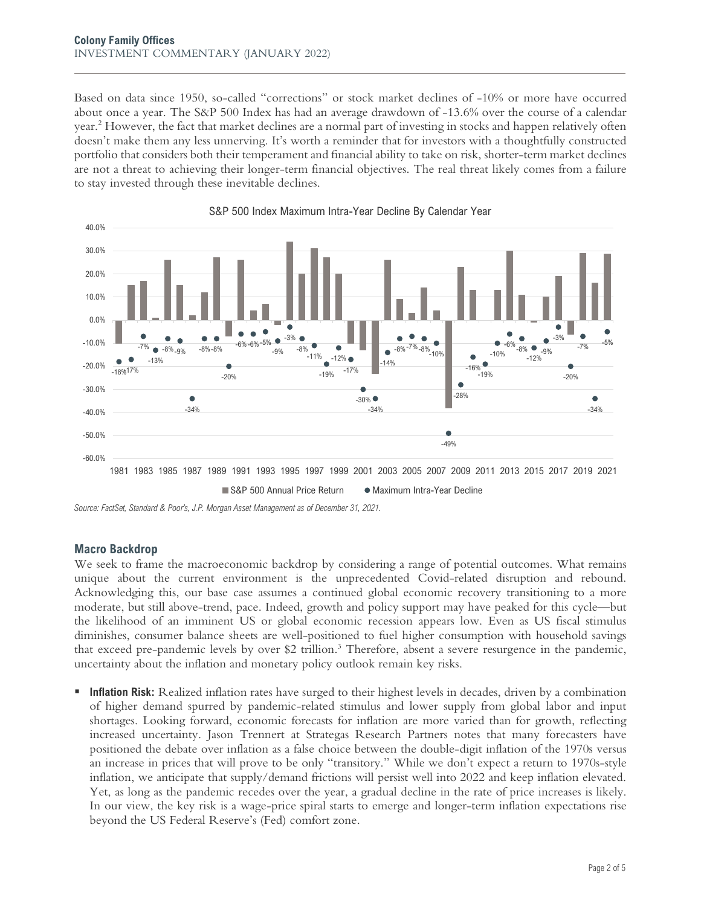Based on data since 1950, so-called "corrections" or stock market declines of -10% or more have occurred about once a year. The S&P 500 Index has had an average drawdown of -13.6% over the course of a calendar year.[2] However, the fact that market declines are a normal part of investing in stocks and happen relatively often doesn't make them any less unnerving. It's worth a reminder that for investors with a thoughtfully constructed portfolio that considers both their temperament and financial ability to take on risk, shorter-term market declines are not a threat to achieving their longer-term financial objectives. The real threat likely comes from a failure to stay invested through these inevitable declines.

S&P 500 Index Maximum Intra-Year Decline By Calendar Year

*Source: FactSet, Standard & Poor's, J.P. Morgan Asset Management as of December 31, 2021.*

## Macro Backdrop

We seek to frame the macroeconomic backdrop by considering a range of potential outcomes. What remains unique about the current environment is the unprecedented Covid-related disruption and rebound. Acknowledging this, our base case assumes a continued global economic recovery transitioning to a more moderate, but still above-trend, pace. Indeed, growth and policy support may have peaked for this cycle—but the likelihood of an imminent US or global economic recession appears low. Even as US fiscal stimulus diminishes, consumer balance sheets are well-positioned to fuel higher consumption with household savings that exceed pre-pandemic levels by over $2 trillion.[3] Therefore, absent a severe resurgence in the pandemic, uncertainty about the inflation and monetary policy outlook remain key risks.

- **Inflation Risk:** Realized inflation rates have surged to their highest levels in decades, driven by a combination of higher demand spurred by pandemic-related stimulus and lower supply from global labor and input shortages. Looking forward, economic forecasts for inflation are more varied than for growth, reflecting increased uncertainty. Jason Trennert at Strategas Research Partners notes that many forecasters have positioned the debate over inflation as a false choice between the double-digit inflation of the 1970s versus an increase in prices that will prove to be only "transitory." While we don't expect a return to 1970s-style inflation, we anticipate that supply/demand frictions will persist well into 2022 and keep inflation elevated. Yet, as long as the pandemic recedes over the year, a gradual decline in the rate of price increases is likely. In our view, the key risk is a wage-price spiral starts to emerge and longer-term inflation expectations rise beyond the US Federal Reserve's (Fed) comfort zone.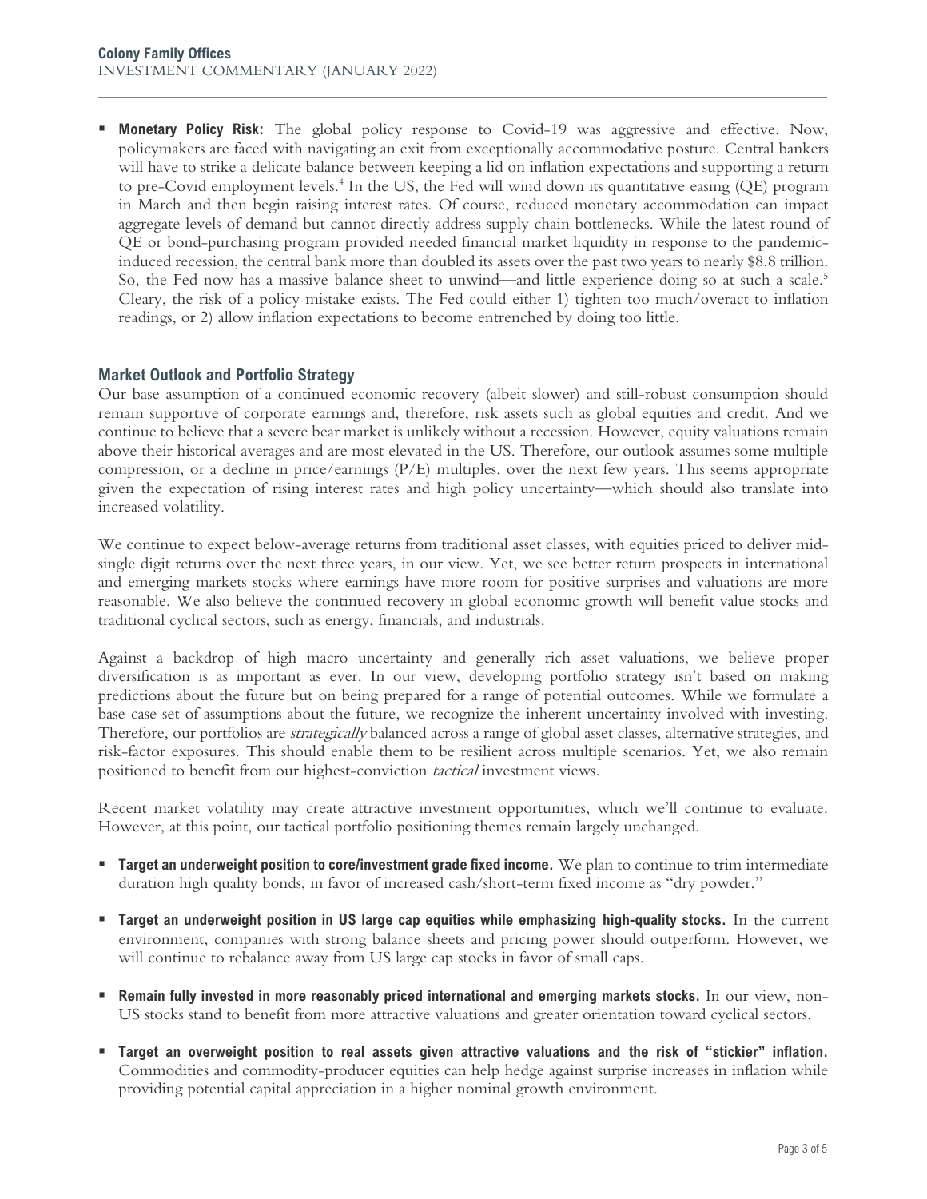- **Monetary Policy Risk:** The global policy response to Covid-19 was aggressive and effective. Now, policymakers are faced with navigating an exit from exceptionally accommodative posture. Central bankers will have to strike a delicate balance between keeping a lid on inflation expectations and supporting a return to pre-Covid employment levels.[4] In the US, the Fed will wind down its quantitative easing (QE) program in March and then begin raising interest rates. Of course, reduced monetary accommodation can impact aggregate levels of demand but cannot directly address supply chain bottlenecks. While the latest round of QE or bond-purchasing program provided needed financial market liquidity in response to the pandemic-induced recession, the central bank more than doubled its assets over the past two years to nearly $8.8 trillion. So, the Fed now has a massive balance sheet to unwind—and little experience doing so at such a scale.[5] Cleary, the risk of a policy mistake exists. The Fed could either 1) tighten too much/overact to inflation readings, or 2) allow inflation expectations to become entrenched by doing too little.

## Market Outlook and Portfolio Strategy

Our base assumption of a continued economic recovery (albeit slower) and still-robust consumption should remain supportive of corporate earnings and, therefore, risk assets such as global equities and credit. And we continue to believe that a severe bear market is unlikely without a recession. However, equity valuations remain above their historical averages and are most elevated in the US. Therefore, our outlook assumes some multiple compression, or a decline in price/earnings (P/E) multiples, over the next few years. This seems appropriate given the expectation of rising interest rates and high policy uncertainty—which should also translate into increased volatility.

We continue to expect below-average returns from traditional asset classes, with equities priced to deliver mid-single digit returns over the next three years, in our view. Yet, we see better return prospects in international and emerging markets stocks where earnings have more room for positive surprises and valuations are more reasonable. We also believe the continued recovery in global economic growth will benefit value stocks and traditional cyclical sectors, such as energy, financials, and industrials.

Against a backdrop of high macro uncertainty and generally rich asset valuations, we believe proper diversification is as important as ever. In our view, developing portfolio strategy isn't based on making predictions about the future but on being prepared for a range of potential outcomes. While we formulate a base case set of assumptions about the future, we recognize the inherent uncertainty involved with investing. Therefore, our portfolios are *strategically* balanced across a range of global asset classes, alternative strategies, and risk-factor exposures. This should enable them to be resilient across multiple scenarios. Yet, we also remain positioned to benefit from our highest-conviction *tactical* investment views.

Recent market volatility may create attractive investment opportunities, which we'll continue to evaluate. However, at this point, our tactical portfolio positioning themes remain largely unchanged.

- **Target an underweight position to core/investment grade fixed income.** We plan to continue to trim intermediate duration high quality bonds, in favor of increased cash/short-term fixed income as "dry powder."

- **Target an underweight position in US large cap equities while emphasizing high-quality stocks.** In the current environment, companies with strong balance sheets and pricing power should outperform. However, we will continue to rebalance away from US large cap stocks in favor of small caps.

- **Remain fully invested in more reasonably priced international and emerging markets stocks.** In our view, non-US stocks stand to benefit from more attractive valuations and greater orientation toward cyclical sectors.

- **Target an overweight position to real assets given attractive valuations and the risk of "stickier" inflation.** Commodities and commodity-producer equities can help hedge against surprise increases in inflation while providing potential capital appreciation in a higher nominal growth environment.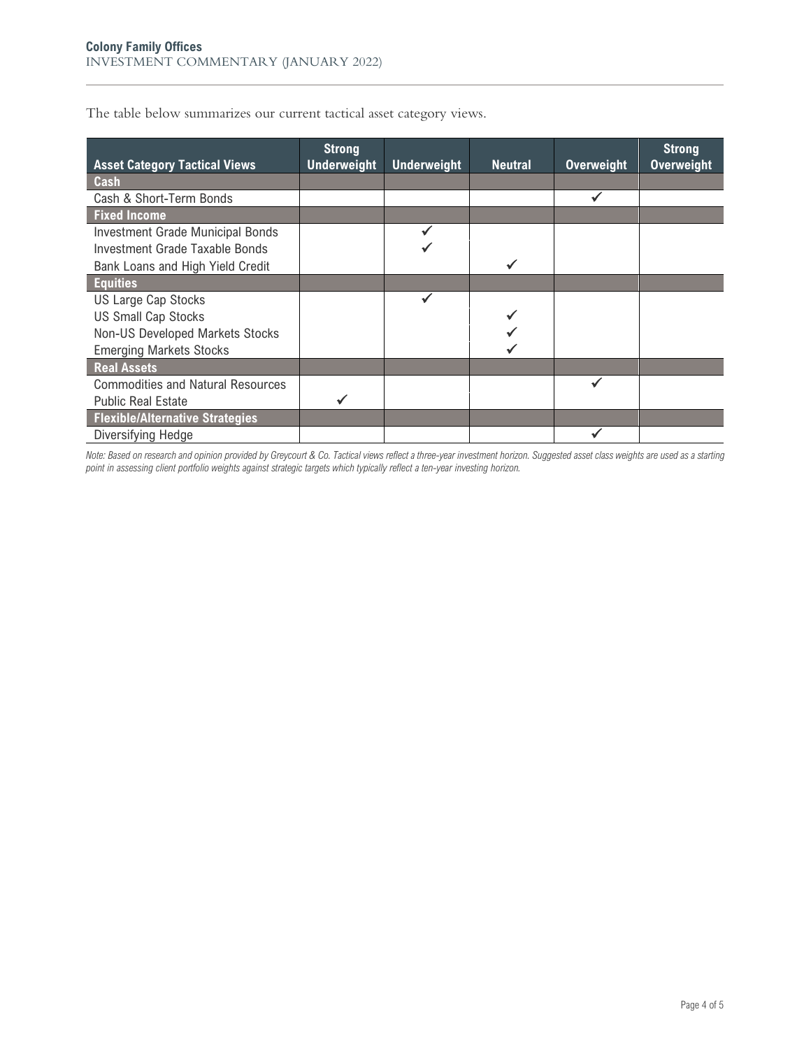The table below summarizes our current tactical asset category views.

| Asset Category Tactical Views | Strong Underweight | Underweight | Neutral | Overweight | Strong Overweight |
|---|---|---|---|---|---|
| **Cash** | | | | | |
| Cash & Short-Term Bonds | | | | ✓ | |
| **Fixed Income** | | | | | |
| Investment Grade Municipal Bonds | | ✓ | | | |
| Investment Grade Taxable Bonds | | ✓ | | | |
| Bank Loans and High Yield Credit | | | ✓ | | |
| **Equities** | | | | | |
| US Large Cap Stocks | | ✓ | | | |
| US Small Cap Stocks | | | ✓ | | |
| Non-US Developed Markets Stocks | | | ✓ | | |
| Emerging Markets Stocks | | | ✓ | | |
| **Real Assets** | | | | | |
| Commodities and Natural Resources | | | | ✓ | |
| Public Real Estate | ✓ | | | | |
| **Flexible/Alternative Strategies** | | | | | |
| Diversifying Hedge | | | | ✓ | |

*Note: Based on research and opinion provided by Greycourt & Co. Tactical views reflect a three-year investment horizon. Suggested asset class weights are used as a starting point in assessing client portfolio weights against strategic targets which typically reflect a ten-year investing horizon.*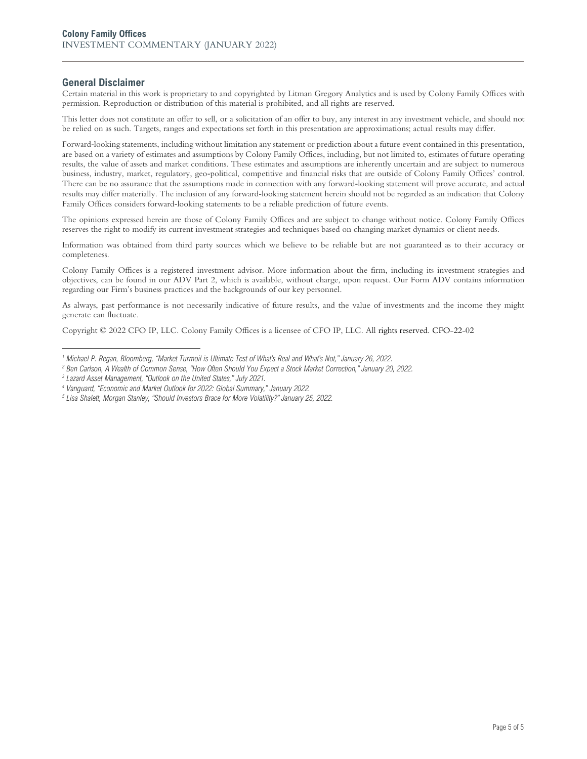## General Disclaimer

Certain material in this work is proprietary to and copyrighted by Litman Gregory Analytics and is used by Colony Family Offices with permission. Reproduction or distribution of this material is prohibited, and all rights are reserved.

This letter does not constitute an offer to sell, or a solicitation of an offer to buy, any interest in any investment vehicle, and should not be relied on as such. Targets, ranges and expectations set forth in this presentation are approximations; actual results may differ.

Forward-looking statements, including without limitation any statement or prediction about a future event contained in this presentation, are based on a variety of estimates and assumptions by Colony Family Offices, including, but not limited to, estimates of future operating results, the value of assets and market conditions. These estimates and assumptions are inherently uncertain and are subject to numerous business, industry, market, regulatory, geo-political, competitive and financial risks that are outside of Colony Family Offices' control. There can be no assurance that the assumptions made in connection with any forward-looking statement will prove accurate, and actual results may differ materially. The inclusion of any forward-looking statement herein should not be regarded as an indication that Colony Family Offices considers forward-looking statements to be a reliable prediction of future events.

The opinions expressed herein are those of Colony Family Offices and are subject to change without notice. Colony Family Offices reserves the right to modify its current investment strategies and techniques based on changing market dynamics or client needs.

Information was obtained from third party sources which we believe to be reliable but are not guaranteed as to their accuracy or completeness.

Colony Family Offices is a registered investment advisor. More information about the firm, including its investment strategies and objectives, can be found in our ADV Part 2, which is available, without charge, upon request. Our Form ADV contains information regarding our Firm's business practices and the backgrounds of our key personnel.

As always, past performance is not necessarily indicative of future results, and the value of investments and the income they might generate can fluctuate.

Copyright © 2022 CFO IP, LLC. Colony Family Offices is a licensee of CFO IP, LLC. All rights reserved. CFO-22-02

---

[1] *Michael P. Regan, Bloomberg, "Market Turmoil is Ultimate Test of What's Real and What's Not," January 26, 2022.*

[2] *Ben Carlson, A Wealth of Common Sense, "How Often Should You Expect a Stock Market Correction," January 20, 2022.*

[3] *Lazard Asset Management, "Outlook on the United States," July 2021.*

[4] *Vanguard, "Economic and Market Outlook for 2022: Global Summary," January 2022.*

[5] *Lisa Shalett, Morgan Stanley, "Should Investors Brace for More Volatility?" January 25, 2022.*